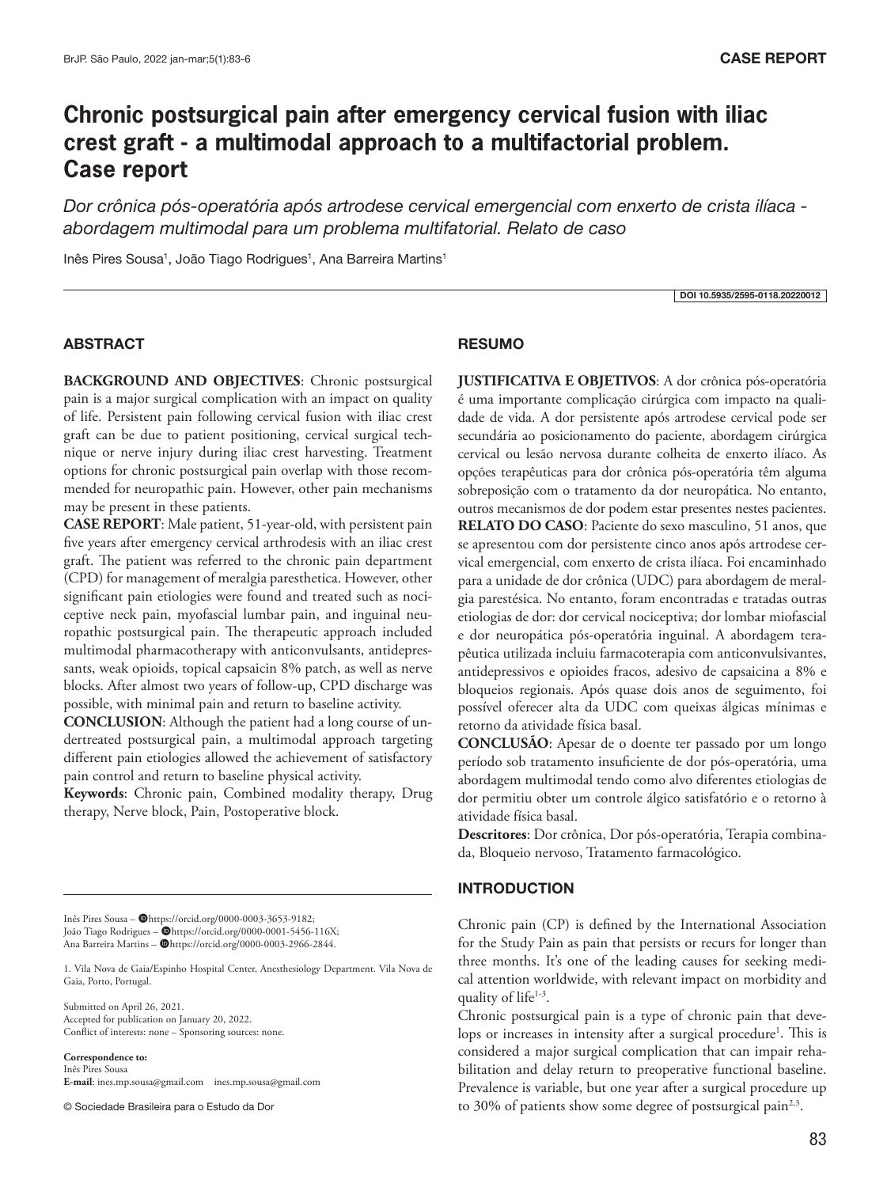CASE REPORT

# Chronic postsurgical pain after emergency cervical fusion with iliac crest graft - a multimodal approach to a multifactorial problem. Case report

*Dor crônica pós-operatória após artrodese cervical emergencial com enxerto de crista ilíaca - abordagem multimodal para um problema multifatorial. Relato de caso*

Inês Pires Sousa[1], João Tiago Rodrigues[1], Ana Barreira Martins[1]

DOI 10.5935/2595-0118.20220012

## ABSTRACT

**BACKGROUND AND OBJECTIVES**: Chronic postsurgical pain is a major surgical complication with an impact on quality of life. Persistent pain following cervical fusion with iliac crest graft can be due to patient positioning, cervical surgical technique or nerve injury during iliac crest harvesting. Treatment options for chronic postsurgical pain overlap with those recommended for neuropathic pain. However, other pain mechanisms may be present in these patients.

**CASE REPORT**: Male patient, 51-year-old, with persistent pain five years after emergency cervical arthrodesis with an iliac crest graft. The patient was referred to the chronic pain department (CPD) for management of meralgia paresthetica. However, other significant pain etiologies were found and treated such as nociceptive neck pain, myofascial lumbar pain, and inguinal neuropathic postsurgical pain. The therapeutic approach included multimodal pharmacotherapy with anticonvulsants, antidepressants, weak opioids, topical capsaicin 8% patch, as well as nerve blocks. After almost two years of follow-up, CPD discharge was possible, with minimal pain and return to baseline activity.

**CONCLUSION**: Although the patient had a long course of undertreated postsurgical pain, a multimodal approach targeting different pain etiologies allowed the achievement of satisfactory pain control and return to baseline physical activity.

**Keywords**: Chronic pain, Combined modality therapy, Drug therapy, Nerve block, Pain, Postoperative block.

## RESUMO

**JUSTIFICATIVA E OBJETIVOS**: A dor crônica pós-operatória é uma importante complicação cirúrgica com impacto na qualidade de vida. A dor persistente após artrodese cervical pode ser secundária ao posicionamento do paciente, abordagem cirúrgica cervical ou lesão nervosa durante colheita de enxerto ilíaco. As opções terapêuticas para dor crônica pós-operatória têm alguma sobreposição com o tratamento da dor neuropática. No entanto, outros mecanismos de dor podem estar presentes nestes pacientes.

**RELATO DO CASO**: Paciente do sexo masculino, 51 anos, que se apresentou com dor persistente cinco anos após artrodese cervical emergencial, com enxerto de crista ilíaca. Foi encaminhado para a unidade de dor crônica (UDC) para abordagem de meralgia parestésica. No entanto, foram encontradas e tratadas outras etiologias de dor: dor cervical nociceptiva; dor lombar miofascial e dor neuropática pós-operatória inguinal. A abordagem terapêutica utilizada incluiu farmacoterapia com anticonvulsivantes, antidepressivos e opioides fracos, adesivo de capsaicina a 8% e bloqueios regionais. Após quase dois anos de seguimento, foi possível oferecer alta da UDC com queixas álgicas mínimas e retorno da atividade física basal.

**CONCLUSÃO**: Apesar de o doente ter passado por um longo período sob tratamento insuficiente de dor pós-operatória, uma abordagem multimodal tendo como alvo diferentes etiologias de dor permitiu obter um controle álgico satisfatório e o retorno à atividade física basal.

**Descritores**: Dor crônica, Dor pós-operatória, Terapia combinada, Bloqueio nervoso, Tratamento farmacológico.

## INTRODUCTION

Chronic pain (CP) is defined by the International Association for the Study Pain as pain that persists or recurs for longer than three months. It's one of the leading causes for seeking medical attention worldwide, with relevant impact on morbidity and quality of life[1-3].

Chronic postsurgical pain is a type of chronic pain that develops or increases in intensity after a surgical procedure[1]. This is considered a major surgical complication that can impair rehabilitation and delay return to preoperative functional baseline. Prevalence is variable, but one year after a surgical procedure up to 30% of patients show some degree of postsurgical pain[2,3].

---

Inês Pires Sousa – https://orcid.org/0000-0003-3653-9182;
João Tiago Rodrigues – https://orcid.org/0000-0001-5456-116X;
Ana Barreira Martins – https://orcid.org/0000-0003-2966-2844.

1. Vila Nova de Gaia/Espinho Hospital Center, Anesthesiology Department. Vila Nova de Gaia, Porto, Portugal.

Submitted on April 26, 2021.
Accepted for publication on January 20, 2022.
Conflict of interests: none – Sponsoring sources: none.

**Correspondence to:**
Inês Pires Sousa
**E-mail**: ines.mp.sousa@gmail.com ines.mp.sousa@gmail.com

© Sociedade Brasileira para o Estudo da Dor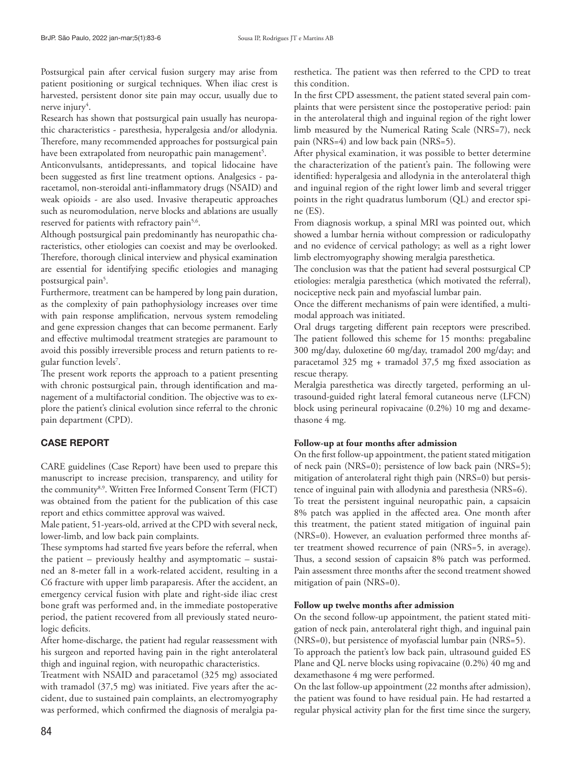Postsurgical pain after cervical fusion surgery may arise from patient positioning or surgical techniques. When iliac crest is harvested, persistent donor site pain may occur, usually due to nerve injury[4].

Research has shown that postsurgical pain usually has neuropathic characteristics - paresthesia, hyperalgesia and/or allodynia. Therefore, many recommended approaches for postsurgical pain have been extrapolated from neuropathic pain management[5].

Anticonvulsants, antidepressants, and topical lidocaine have been suggested as first line treatment options. Analgesics - paracetamol, non-steroidal anti-inflammatory drugs (NSAID) and weak opioids - are also used. Invasive therapeutic approaches such as neuromodulation, nerve blocks and ablations are usually reserved for patients with refractory pain[5,6].

Although postsurgical pain predominantly has neuropathic characteristics, other etiologies can coexist and may be overlooked. Therefore, thorough clinical interview and physical examination are essential for identifying specific etiologies and managing postsurgical pain[5].

Furthermore, treatment can be hampered by long pain duration, as the complexity of pain pathophysiology increases over time with pain response amplification, nervous system remodeling and gene expression changes that can become permanent. Early and effective multimodal treatment strategies are paramount to avoid this possibly irreversible process and return patients to regular function levels[7].

The present work reports the approach to a patient presenting with chronic postsurgical pain, through identification and management of a multifactorial condition. The objective was to explore the patient's clinical evolution since referral to the chronic pain department (CPD).

## CASE REPORT

CARE guidelines (Case Report) have been used to prepare this manuscript to increase precision, transparency, and utility for the community[8,9]. Written Free Informed Consent Term (FICT) was obtained from the patient for the publication of this case report and ethics committee approval was waived.

Male patient, 51-years-old, arrived at the CPD with several neck, lower-limb, and low back pain complaints.

These symptoms had started five years before the referral, when the patient – previously healthy and asymptomatic – sustained an 8-meter fall in a work-related accident, resulting in a C6 fracture with upper limb paraparesis. After the accident, an emergency cervical fusion with plate and right-side iliac crest bone graft was performed and, in the immediate postoperative period, the patient recovered from all previously stated neurologic deficits.

After home-discharge, the patient had regular reassessment with his surgeon and reported having pain in the right anterolateral thigh and inguinal region, with neuropathic characteristics.

Treatment with NSAID and paracetamol (325 mg) associated with tramadol (37,5 mg) was initiated. Five years after the accident, due to sustained pain complaints, an electromyography was performed, which confirmed the diagnosis of meralgia paresthetica. The patient was then referred to the CPD to treat this condition.

In the first CPD assessment, the patient stated several pain complaints that were persistent since the postoperative period: pain in the anterolateral thigh and inguinal region of the right lower limb measured by the Numerical Rating Scale (NRS=7), neck pain (NRS=4) and low back pain (NRS=5).

After physical examination, it was possible to better determine the characterization of the patient's pain. The following were identified: hyperalgesia and allodynia in the anterolateral thigh and inguinal region of the right lower limb and several trigger points in the right quadratus lumborum (QL) and erector spine (ES).

From diagnosis workup, a spinal MRI was pointed out, which showed a lumbar hernia without compression or radiculopathy and no evidence of cervical pathology; as well as a right lower limb electromyography showing meralgia paresthetica.

The conclusion was that the patient had several postsurgical CP etiologies: meralgia paresthetica (which motivated the referral), nociceptive neck pain and myofascial lumbar pain.

Once the different mechanisms of pain were identified, a multimodal approach was initiated.

Oral drugs targeting different pain receptors were prescribed. The patient followed this scheme for 15 months: pregabaline 300 mg/day, duloxetine 60 mg/day, tramadol 200 mg/day; and paracetamol 325 mg + tramadol 37,5 mg fixed association as rescue therapy.

Meralgia paresthetica was directly targeted, performing an ultrasound-guided right lateral femoral cutaneous nerve (LFCN) block using perineural ropivacaine (0.2%) 10 mg and dexamethasone 4 mg.

### Follow-up at four months after admission

On the first follow-up appointment, the patient stated mitigation of neck pain (NRS=0); persistence of low back pain (NRS=5); mitigation of anterolateral right thigh pain (NRS=0) but persistence of inguinal pain with allodynia and paresthesia (NRS=6).

To treat the persistent inguinal neuropathic pain, a capsaicin 8% patch was applied in the affected area. One month after this treatment, the patient stated mitigation of inguinal pain (NRS=0). However, an evaluation performed three months after treatment showed recurrence of pain (NRS=5, in average). Thus, a second session of capsaicin 8% patch was performed. Pain assessment three months after the second treatment showed mitigation of pain (NRS=0).

### Follow up twelve months after admission

On the second follow-up appointment, the patient stated mitigation of neck pain, anterolateral right thigh, and inguinal pain (NRS=0), but persistence of myofascial lumbar pain (NRS=5).

To approach the patient's low back pain, ultrasound guided ES Plane and QL nerve blocks using ropivacaine (0.2%) 40 mg and dexamethasone 4 mg were performed.

On the last follow-up appointment (22 months after admission), the patient was found to have residual pain. He had restarted a regular physical activity plan for the first time since the surgery,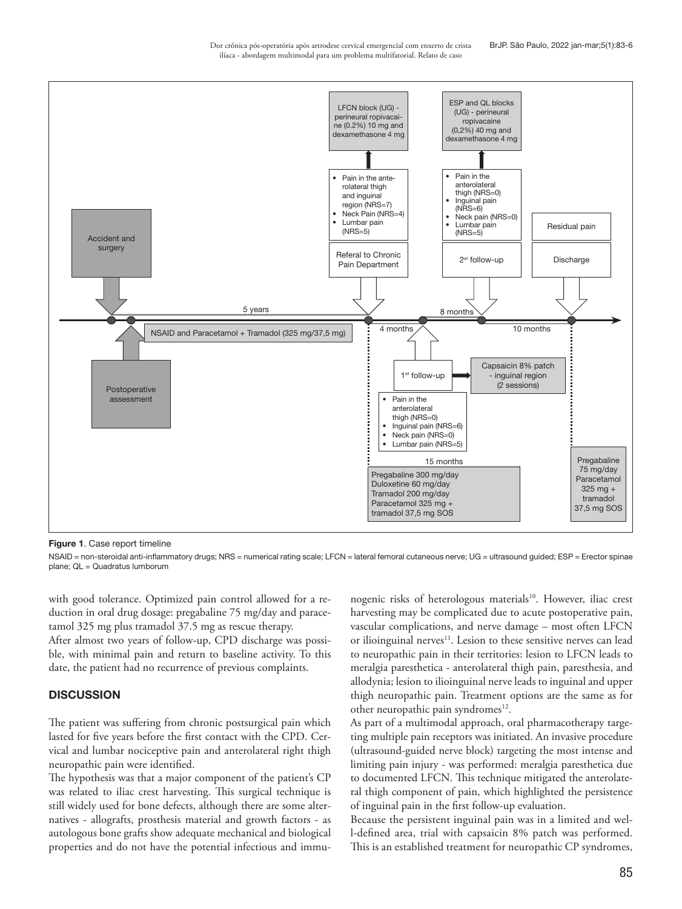**Figure 1**. Case report timeline

NSAID = non-steroidal anti-inflammatory drugs; NRS = numerical rating scale; LFCN = lateral femoral cutaneous nerve; UG = ultrasound guided; ESP = Erector spinae plane; QL = Quadratus lumborum

with good tolerance. Optimized pain control allowed for a reduction in oral drug dosage: pregabaline 75 mg/day and paracetamol 325 mg plus tramadol 37.5 mg as rescue therapy.

After almost two years of follow-up, CPD discharge was possible, with minimal pain and return to baseline activity. To this date, the patient had no recurrence of previous complaints.

## DISCUSSION

The patient was suffering from chronic postsurgical pain which lasted for five years before the first contact with the CPD. Cervical and lumbar nociceptive pain and anterolateral right thigh neuropathic pain were identified.

The hypothesis was that a major component of the patient's CP was related to iliac crest harvesting. This surgical technique is still widely used for bone defects, although there are some alternatives - allografts, prosthesis material and growth factors - as autologous bone grafts show adequate mechanical and biological properties and do not have the potential infectious and immunogenic risks of heterologous materials[10]. However, iliac crest harvesting may be complicated due to acute postoperative pain, vascular complications, and nerve damage – most often LFCN or ilioinguinal nerves[11]. Lesion to these sensitive nerves can lead to neuropathic pain in their territories: lesion to LFCN leads to meralgia paresthetica - anterolateral thigh pain, paresthesia, and allodynia; lesion to ilioinguinal nerve leads to inguinal and upper thigh neuropathic pain. Treatment options are the same as for other neuropathic pain syndromes[12].

As part of a multimodal approach, oral pharmacotherapy targeting multiple pain receptors was initiated. An invasive procedure (ultrasound-guided nerve block) targeting the most intense and limiting pain injury - was performed: meralgia paresthetica due to documented LFCN. This technique mitigated the anterolateral thigh component of pain, which highlighted the persistence of inguinal pain in the first follow-up evaluation.

Because the persistent inguinal pain was in a limited and well-defined area, trial with capsaicin 8% patch was performed. This is an established treatment for neuropathic CP syndromes,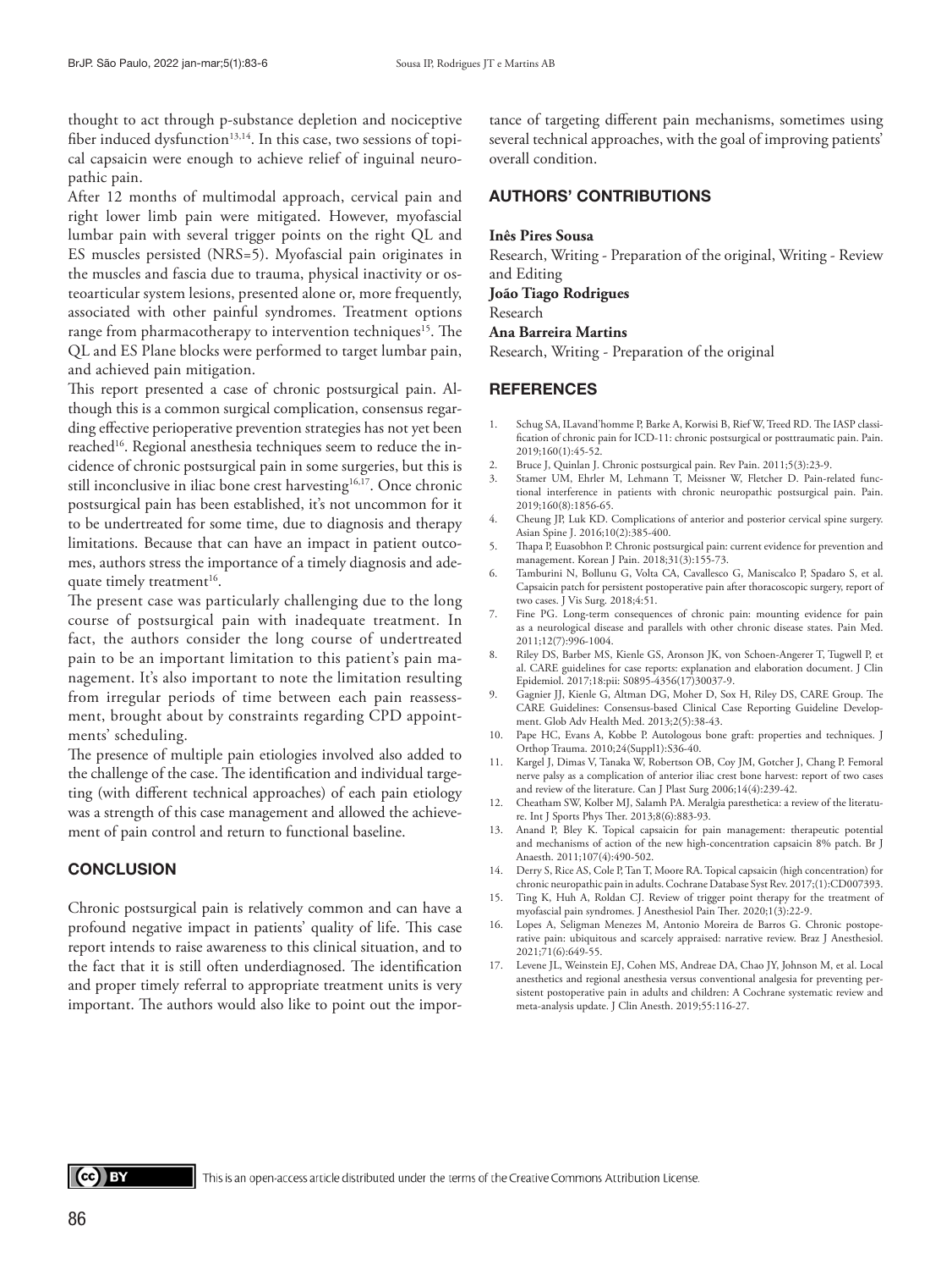thought to act through p-substance depletion and nociceptive fiber induced dysfunction[13,14]. In this case, two sessions of topical capsaicin were enough to achieve relief of inguinal neuropathic pain.

After 12 months of multimodal approach, cervical pain and right lower limb pain were mitigated. However, myofascial lumbar pain with several trigger points on the right QL and ES muscles persisted (NRS=5). Myofascial pain originates in the muscles and fascia due to trauma, physical inactivity or osteoarticular system lesions, presented alone or, more frequently, associated with other painful syndromes. Treatment options range from pharmacotherapy to intervention techniques[15]. The QL and ES Plane blocks were performed to target lumbar pain, and achieved pain mitigation.

This report presented a case of chronic postsurgical pain. Although this is a common surgical complication, consensus regarding effective perioperative prevention strategies has not yet been reached[16]. Regional anesthesia techniques seem to reduce the incidence of chronic postsurgical pain in some surgeries, but this is still inconclusive in iliac bone crest harvesting[16,17]. Once chronic postsurgical pain has been established, it's not uncommon for it to be undertreated for some time, due to diagnosis and therapy limitations. Because that can have an impact in patient outcomes, authors stress the importance of a timely diagnosis and adequate timely treatment[16].

The present case was particularly challenging due to the long course of postsurgical pain with inadequate treatment. In fact, the authors consider the long course of undertreated pain to be an important limitation to this patient's pain management. It's also important to note the limitation resulting from irregular periods of time between each pain reassessment, brought about by constraints regarding CPD appointments' scheduling.

The presence of multiple pain etiologies involved also added to the challenge of the case. The identification and individual targeting (with different technical approaches) of each pain etiology was a strength of this case management and allowed the achievement of pain control and return to functional baseline.

## CONCLUSION

Chronic postsurgical pain is relatively common and can have a profound negative impact in patients' quality of life. This case report intends to raise awareness to this clinical situation, and to the fact that it is still often underdiagnosed. The identification and proper timely referral to appropriate treatment units is very important. The authors would also like to point out the importance of targeting different pain mechanisms, sometimes using several technical approaches, with the goal of improving patients' overall condition.

## AUTHORS' CONTRIBUTIONS

**Inês Pires Sousa**
Research, Writing - Preparation of the original, Writing - Review and Editing

**João Tiago Rodrigues**
Research

**Ana Barreira Martins**
Research, Writing - Preparation of the original

## REFERENCES

1. Schug SA, ILavand'homme P, Barke A, Korwisi B, Rief W, Treed RD. The IASP classification of chronic pain for ICD-11: chronic postsurgical or posttraumatic pain. Pain. 2019;160(1):45-52.
2. Bruce J, Quinlan J. Chronic postsurgical pain. Rev Pain. 2011;5(3):23-9.
3. Stamer UM, Ehrler M, Lehmann T, Meissner W, Fletcher D. Pain-related functional interference in patients with chronic neuropathic postsurgical pain. Pain. 2019;160(8):1856-65.
4. Cheung JP, Luk KD. Complications of anterior and posterior cervical spine surgery. Asian Spine J. 2016;10(2):385-400.
5. Thapa P, Euasobhon P. Chronic postsurgical pain: current evidence for prevention and management. Korean J Pain. 2018;31(3):155-73.
6. Tamburini N, Bollunu G, Volta CA, Cavallesco G, Maniscalco P, Spadaro S, et al. Capsaicin patch for persistent postoperative pain after thoracoscopic surgery, report of two cases. J Vis Surg. 2018;4:51.
7. Fine PG. Long-term consequences of chronic pain: mounting evidence for pain as a neurological disease and parallels with other chronic disease states. Pain Med. 2011;12(7):996-1004.
8. Riley DS, Barber MS, Kienle GS, Aronson JK, von Schoen-Angerer T, Tugwell P, et al. CARE guidelines for case reports: explanation and elaboration document. J Clin Epidemiol. 2017;18:pii: S0895-4356(17)30037-9.
9. Gagnier JJ, Kienle G, Altman DG, Moher D, Sox H, Riley DS, CARE Group. The CARE Guidelines: Consensus-based Clinical Case Reporting Guideline Development. Glob Adv Health Med. 2013;2(5):38-43.
10. Pape HC, Evans A, Kobbe P. Autologous bone graft: properties and techniques. J Orthop Trauma. 2010;24(Suppl1):S36-40.
11. Kargel J, Dimas V, Tanaka W, Robertson OB, Coy JM, Gotcher J, Chang P. Femoral nerve palsy as a complication of anterior iliac crest bone harvest: report of two cases and review of the literature. Can J Plast Surg 2006;14(4):239-42.
12. Cheatham SW, Kolber MJ, Salamh PA. Meralgia paresthetica: a review of the literature. Int J Sports Phys Ther. 2013;8(6):883-93.
13. Anand P, Bley K. Topical capsaicin for pain management: therapeutic potential and mechanisms of action of the new high-concentration capsaicin 8% patch. Br J Anaesth. 2011;107(4):490-502.
14. Derry S, Rice AS, Cole P, Tan T, Moore RA. Topical capsaicin (high concentration) for chronic neuropathic pain in adults. Cochrane Database Syst Rev. 2017;(1):CD007393.
15. Ting K, Huh A, Roldan CJ. Review of trigger point therapy for the treatment of myofascial pain syndromes. J Anesthesiol Pain Ther. 2020;1(3):22-9.
16. Lopes A, Seligman Menezes M, Antonio Moreira de Barros G. Chronic postoperative pain: ubiquitous and scarcely appraised: narrative review. Braz J Anesthesiol. 2021;71(6):649-55.
17. Levene JL, Weinstein EJ, Cohen MS, Andreae DA, Chao JY, Johnson M, et al. Local anesthetics and regional anesthesia versus conventional analgesia for preventing persistent postoperative pain in adults and children: A Cochrane systematic review and meta-analysis update. J Clin Anesth. 2019;55:116-27.

This is an open-access article distributed under the terms of the Creative Commons Attribution License.